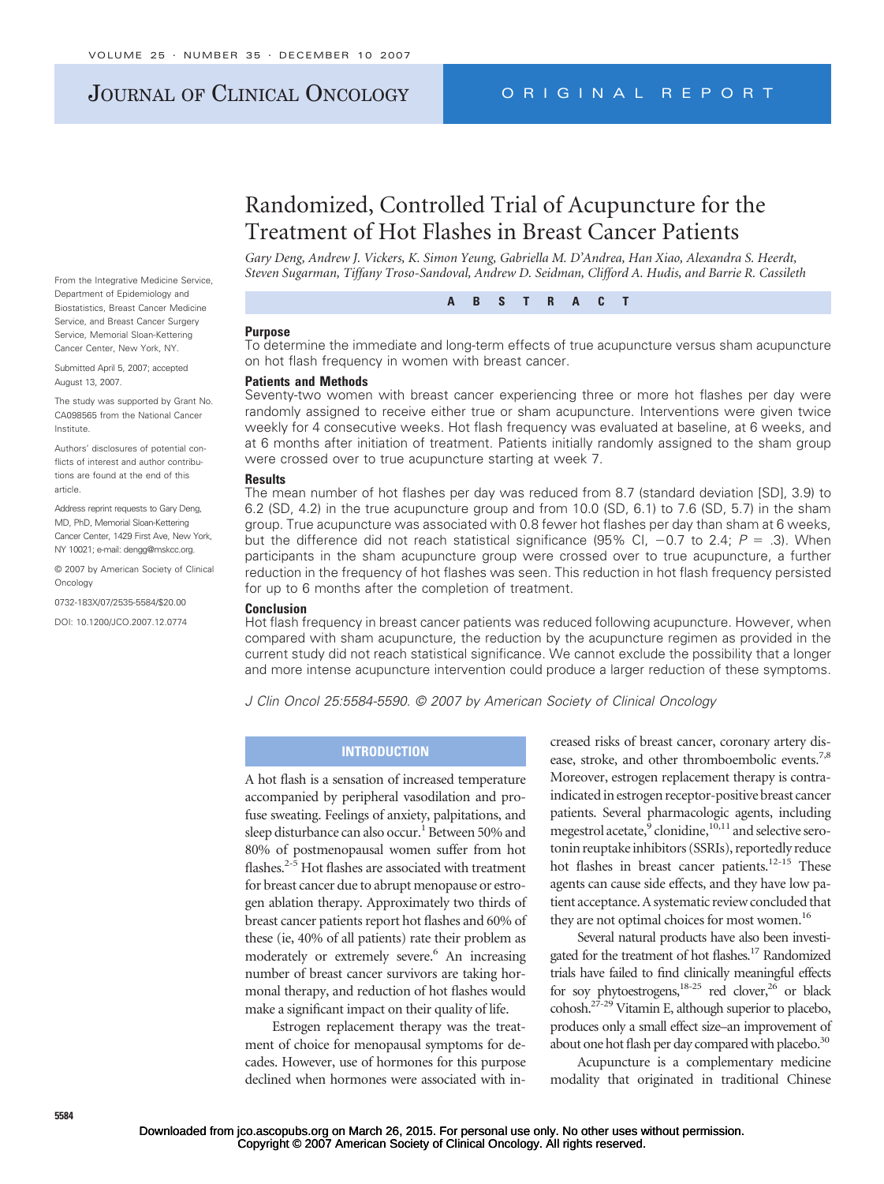# Randomized, Controlled Trial of Acupuncture for the Treatment of Hot Flashes in Breast Cancer Patients

*Gary Deng, Andrew J. Vickers, K. Simon Yeung, Gabriella M. D'Andrea, Han Xiao, Alexandra S. Heerdt, Steven Sugarman, Tiffany Troso-Sandoval, Andrew D. Seidman, Clifford A. Hudis, and Barrie R. Cassileth*

From the Integrative Medicine Service, Department of Epidemiology and Biostatistics, Breast Cancer Medicine Service, and Breast Cancer Surgery Service, Memorial Sloan-Kettering Cancer Center, New York, NY.

Submitted April 5, 2007; accepted August 13, 2007.

The study was supported by Grant No. CA098565 from the National Cancer Institute.

Authors' disclosures of potential conflicts of interest and author contributions are found at the end of this article.

Address reprint requests to Gary Deng, MD, PhD, Memorial Sloan-Kettering Cancer Center, 1429 First Ave, New York, NY 10021; e-mail: dengg@mskcc.org.

© 2007 by American Society of Clinical Oncology

0732-183X/07/2535-5584/$20.00

DOI: 10.1200/JCO.2007.12.0774

## ABSTRACT

### Purpose

To determine the immediate and long-term effects of true acupuncture versus sham acupuncture on hot flash frequency in women with breast cancer.

### Patients and Methods

Seventy-two women with breast cancer experiencing three or more hot flashes per day were randomly assigned to receive either true or sham acupuncture. Interventions were given twice weekly for 4 consecutive weeks. Hot flash frequency was evaluated at baseline, at 6 weeks, and at 6 months after initiation of treatment. Patients initially randomly assigned to the sham group were crossed over to true acupuncture starting at week 7.

### Results

The mean number of hot flashes per day was reduced from 8.7 (standard deviation [SD], 3.9) to 6.2 (SD, 4.2) in the true acupuncture group and from 10.0 (SD, 6.1) to 7.6 (SD, 5.7) in the sham group. True acupuncture was associated with 0.8 fewer hot flashes per day than sham at 6 weeks, but the difference did not reach statistical significance (95% CI, −0.7 to 2.4; $P = .3$). When participants in the sham acupuncture group were crossed over to true acupuncture, a further reduction in the frequency of hot flashes was seen. This reduction in hot flash frequency persisted for up to 6 months after the completion of treatment.

### Conclusion

Hot flash frequency in breast cancer patients was reduced following acupuncture. However, when compared with sham acupuncture, the reduction by the acupuncture regimen as provided in the current study did not reach statistical significance. We cannot exclude the possibility that a longer and more intense acupuncture intervention could produce a larger reduction of these symptoms.

*J Clin Oncol 25:5584-5590. © 2007 by American Society of Clinical Oncology*

## INTRODUCTION

A hot flash is a sensation of increased temperature accompanied by peripheral vasodilation and profuse sweating. Feelings of anxiety, palpitations, and sleep disturbance can also occur.[1] Between 50% and 80% of postmenopausal women suffer from hot flashes.[2-5] Hot flashes are associated with treatment for breast cancer due to abrupt menopause or estrogen ablation therapy. Approximately two thirds of breast cancer patients report hot flashes and 60% of these (ie, 40% of all patients) rate their problem as moderately or extremely severe.[6] An increasing number of breast cancer survivors are taking hormonal therapy, and reduction of hot flashes would make a significant impact on their quality of life.

Estrogen replacement therapy was the treatment of choice for menopausal symptoms for decades. However, use of hormones for this purpose declined when hormones were associated with increased risks of breast cancer, coronary artery disease, stroke, and other thromboembolic events.[7,8] Moreover, estrogen replacement therapy is contraindicated in estrogen receptor-positive breast cancer patients. Several pharmacologic agents, including megestrol acetate,[9] clonidine,[10,11] and selective serotonin reuptake inhibitors (SSRIs), reportedly reduce hot flashes in breast cancer patients.[12-15] These agents can cause side effects, and they have low patient acceptance. A systematic review concluded that they are not optimal choices for most women.[16]

Several natural products have also been investigated for the treatment of hot flashes.[17] Randomized trials have failed to find clinically meaningful effects for soy phytoestrogens,[18-25] red clover,[26] or black cohosh.[27-29] Vitamin E, although superior to placebo, produces only a small effect size–an improvement of about one hot flash per day compared with placebo.[30]

Acupuncture is a complementary medicine modality that originated in traditional Chinese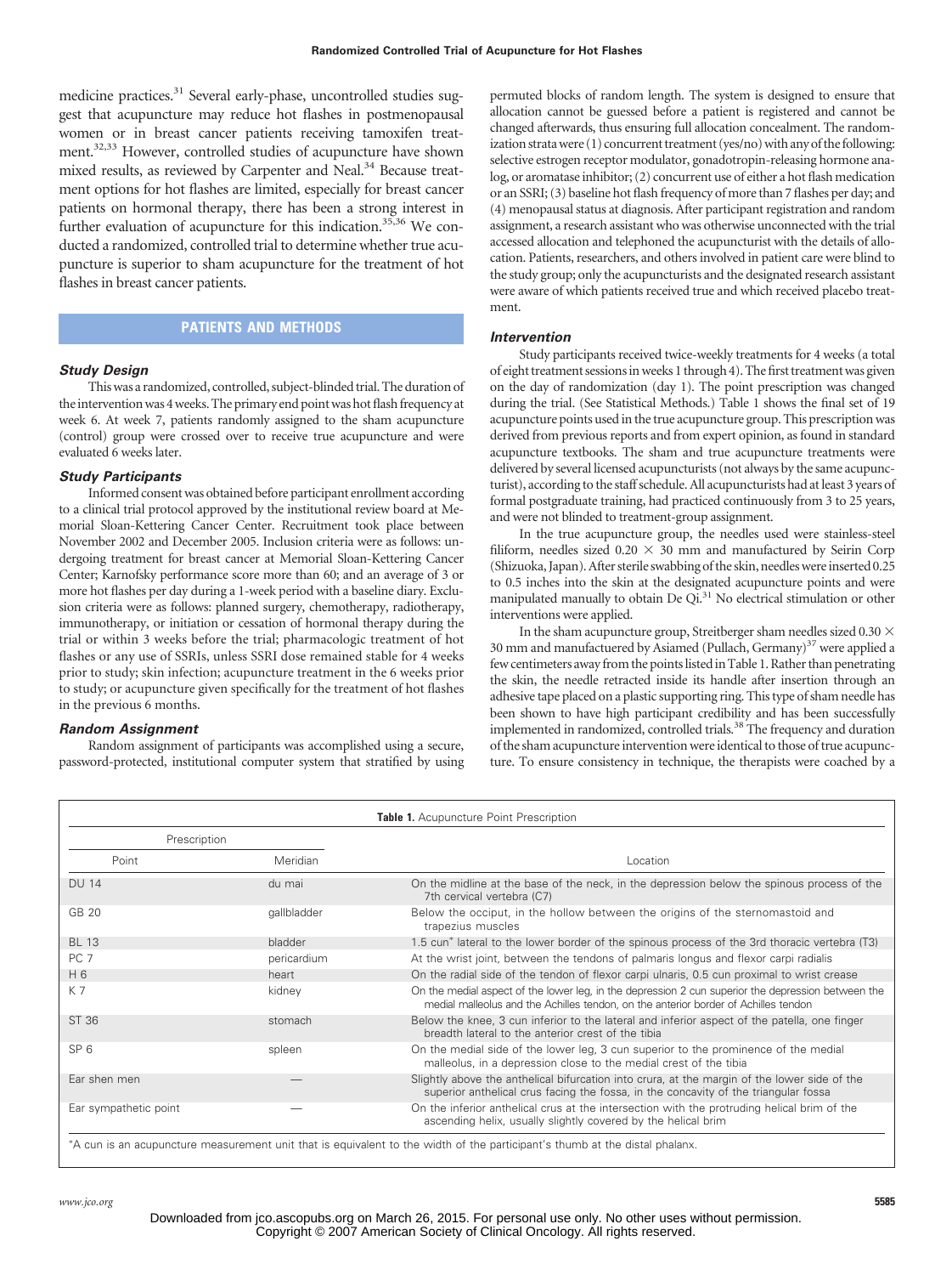medicine practices.[31] Several early-phase, uncontrolled studies suggest that acupuncture may reduce hot flashes in postmenopausal women or in breast cancer patients receiving tamoxifen treatment.[32,33] However, controlled studies of acupuncture have shown mixed results, as reviewed by Carpenter and Neal.[34] Because treatment options for hot flashes are limited, especially for breast cancer patients on hormonal therapy, there has been a strong interest in further evaluation of acupuncture for this indication.[35,36] We conducted a randomized, controlled trial to determine whether true acupuncture is superior to sham acupuncture for the treatment of hot flashes in breast cancer patients.

## PATIENTS AND METHODS

### *Study Design*

This was a randomized, controlled, subject-blinded trial. The duration of the intervention was 4 weeks. The primary end point was hot flash frequency at week 6. At week 7, patients randomly assigned to the sham acupuncture (control) group were crossed over to receive true acupuncture and were evaluated 6 weeks later.

### *Study Participants*

Informed consent was obtained before participant enrollment according to a clinical trial protocol approved by the institutional review board at Memorial Sloan-Kettering Cancer Center. Recruitment took place between November 2002 and December 2005. Inclusion criteria were as follows: undergoing treatment for breast cancer at Memorial Sloan-Kettering Cancer Center; Karnofsky performance score more than 60; and an average of 3 or more hot flashes per day during a 1-week period with a baseline diary. Exclusion criteria were as follows: planned surgery, chemotherapy, radiotherapy, immunotherapy, or initiation or cessation of hormonal therapy during the trial or within 3 weeks before the trial; pharmacologic treatment of hot flashes or any use of SSRIs, unless SSRI dose remained stable for 4 weeks prior to study; skin infection; acupuncture treatment in the 6 weeks prior to study; or acupuncture given specifically for the treatment of hot flashes in the previous 6 months.

### *Random Assignment*

Random assignment of participants was accomplished using a secure, password-protected, institutional computer system that stratified by using permuted blocks of random length. The system is designed to ensure that allocation cannot be guessed before a patient is registered and cannot be changed afterwards, thus ensuring full allocation concealment. The randomization strata were (1) concurrent treatment (yes/no) with any of the following: selective estrogen receptor modulator, gonadotropin-releasing hormone analog, or aromatase inhibitor; (2) concurrent use of either a hot flash medication or an SSRI; (3) baseline hot flash frequency of more than 7 flashes per day; and (4) menopausal status at diagnosis. After participant registration and random assignment, a research assistant who was otherwise unconnected with the trial accessed allocation and telephoned the acupuncturist with the details of allocation. Patients, researchers, and others involved in patient care were blind to the study group; only the acupuncturists and the designated research assistant were aware of which patients received true and which received placebo treatment.

### *Intervention*

Study participants received twice-weekly treatments for 4 weeks (a total of eight treatment sessions in weeks 1 through 4). The first treatment was given on the day of randomization (day 1). The point prescription was changed during the trial. (See Statistical Methods.) Table 1 shows the final set of 19 acupuncture points used in the true acupuncture group. This prescription was derived from previous reports and from expert opinion, as found in standard acupuncture textbooks. The sham and true acupuncture treatments were delivered by several licensed acupuncturists (not always by the same acupuncturist), according to the staff schedule. All acupuncturists had at least 3 years of formal postgraduate training, had practiced continuously from 3 to 25 years, and were not blinded to treatment-group assignment.

In the true acupuncture group, the needles used were stainless-steel filiform, needles sized 0.20 × 30 mm and manufactured by Seirin Corp (Shizuoka, Japan). After sterile swabbing of the skin, needles were inserted 0.25 to 0.5 inches into the skin at the designated acupuncture points and were manipulated manually to obtain De Qi.[31] No electrical stimulation or other interventions were applied.

In the sham acupuncture group, Streitberger sham needles sized 0.30 × 30 mm and manufactuered by Asiamed (Pullach, Germany)[37] were applied a few centimeters away from the points listed in Table 1. Rather than penetrating the skin, the needle retracted inside its handle after insertion through an adhesive tape placed on a plastic supporting ring. This type of sham needle has been shown to have high participant credibility and has been successfully implemented in randomized, controlled trials.[38] The frequency and duration of the sham acupuncture intervention were identical to those of true acupuncture. To ensure consistency in technique, the therapists were coached by a

**Table 1.** Acupuncture Point Prescription

| Prescription | | |
|---|---|---|
| Point | Meridian | Location |
| DU 14 | du mai | On the midline at the base of the neck, in the depression below the spinous process of the 7th cervical vertebra (C7) |
| GB 20 | gallbladder | Below the occiput, in the hollow between the origins of the sternomastoid and trapezius muscles |
| BL 13 | bladder | 1.5 cun* lateral to the lower border of the spinous process of the 3rd thoracic vertebra (T3) |
| PC 7 | pericardium | At the wrist joint, between the tendons of palmaris longus and flexor carpi radialis |
| H 6 | heart | On the radial side of the tendon of flexor carpi ulnaris, 0.5 cun proximal to wrist crease |
| K 7 | kidney | On the medial aspect of the lower leg, in the depression 2 cun superior the depression between the medial malleolus and the Achilles tendon, on the anterior border of Achilles tendon |
| ST 36 | stomach | Below the knee, 3 cun inferior to the lateral and inferior aspect of the patella, one finger breadth lateral to the anterior crest of the tibia |
| SP 6 | spleen | On the medial side of the lower leg, 3 cun superior to the prominence of the medial malleolus, in a depression close to the medial crest of the tibia |
| Ear shen men | — | Slightly above the anthelical bifurcation into crura, at the margin of the lower side of the superior anthelical crus facing the fossa, in the concavity of the triangular fossa |
| Ear sympathetic point | — | On the inferior anthelical crus at the intersection with the protruding helical brim of the ascending helix, usually slightly covered by the helical brim |

*A cun is an acupuncture measurement unit that is equivalent to the width of the participant's thumb at the distal phalanx.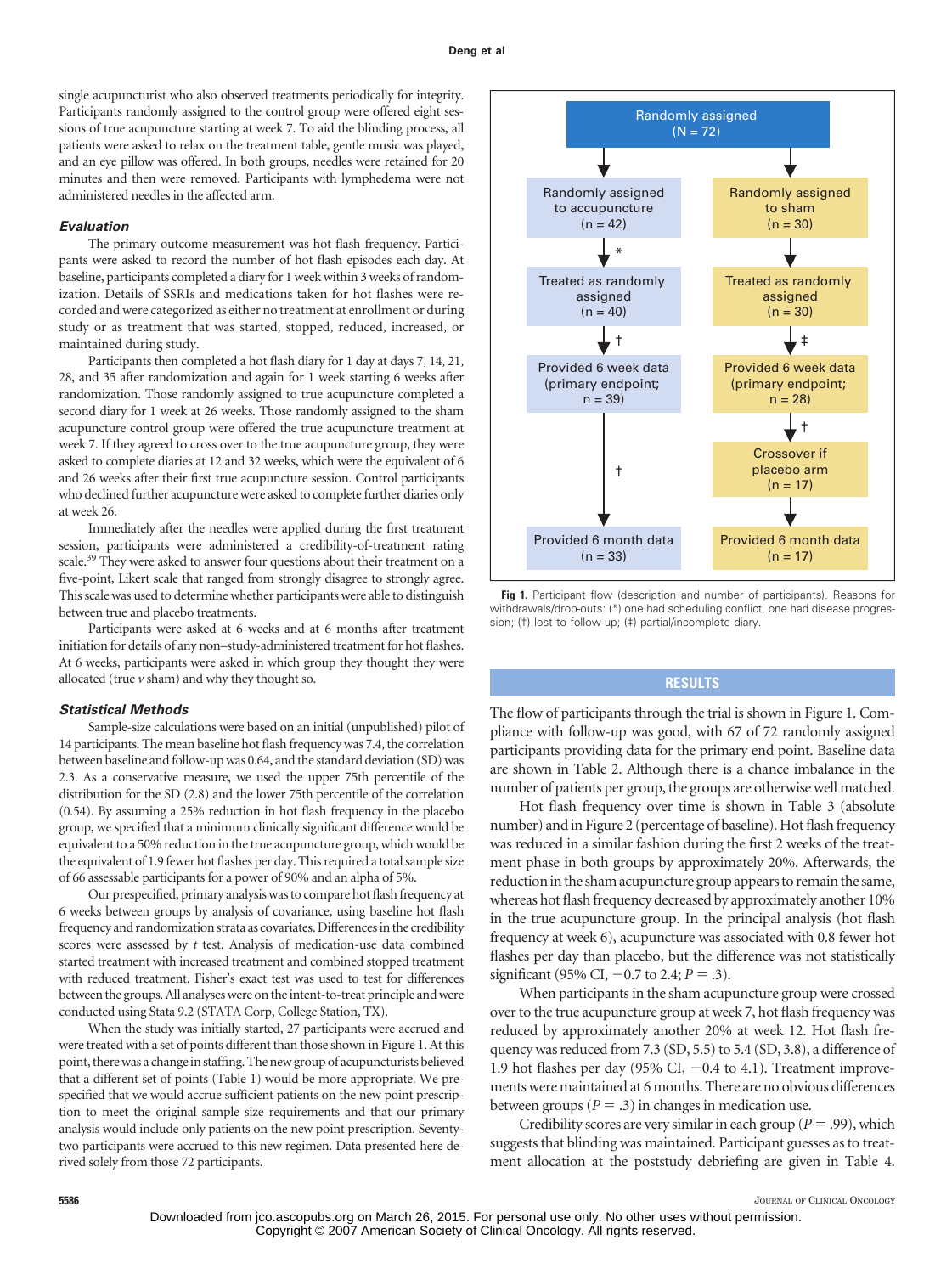single acupuncturist who also observed treatments periodically for integrity. Participants randomly assigned to the control group were offered eight sessions of true acupuncture starting at week 7. To aid the blinding process, all patients were asked to relax on the treatment table, gentle music was played, and an eye pillow was offered. In both groups, needles were retained for 20 minutes and then were removed. Participants with lymphedema were not administered needles in the affected arm.

### Evaluation

The primary outcome measurement was hot flash frequency. Participants were asked to record the number of hot flash episodes each day. At baseline, participants completed a diary for 1 week within 3 weeks of randomization. Details of SSRIs and medications taken for hot flashes were recorded and were categorized as either no treatment at enrollment or during study or as treatment that was started, stopped, reduced, increased, or maintained during study.

Participants then completed a hot flash diary for 1 day at days 7, 14, 21, 28, and 35 after randomization and again for 1 week starting 6 weeks after randomization. Those randomly assigned to true acupuncture completed a second diary for 1 week at 26 weeks. Those randomly assigned to the sham acupuncture control group were offered the true acupuncture treatment at week 7. If they agreed to cross over to the true acupuncture group, they were asked to complete diaries at 12 and 32 weeks, which were the equivalent of 6 and 26 weeks after their first true acupuncture session. Control participants who declined further acupuncture were asked to complete further diaries only at week 26.

Immediately after the needles were applied during the first treatment session, participants were administered a credibility-of-treatment rating scale.[39] They were asked to answer four questions about their treatment on a five-point, Likert scale that ranged from strongly disagree to strongly agree. This scale was used to determine whether participants were able to distinguish between true and placebo treatments.

Participants were asked at 6 weeks and at 6 months after treatment initiation for details of any non–study-administered treatment for hot flashes. At 6 weeks, participants were asked in which group they thought they were allocated (true *v* sham) and why they thought so.

### Statistical Methods

Sample-size calculations were based on an initial (unpublished) pilot of 14 participants. The mean baseline hot flash frequency was 7.4, the correlation between baseline and follow-up was 0.64, and the standard deviation (SD) was 2.3. As a conservative measure, we used the upper 75th percentile of the distribution for the SD (2.8) and the lower 75th percentile of the correlation (0.54). By assuming a 25% reduction in hot flash frequency in the placebo group, we specified that a minimum clinically significant difference would be equivalent to a 50% reduction in the true acupuncture group, which would be the equivalent of 1.9 fewer hot flashes per day. This required a total sample size of 66 assessable participants for a power of 90% and an alpha of 5%.

Our prespecified, primary analysis was to compare hot flash frequency at 6 weeks between groups by analysis of covariance, using baseline hot flash frequency and randomization strata as covariates. Differences in the credibility scores were assessed by *t* test. Analysis of medication-use data combined started treatment with increased treatment and combined stopped treatment with reduced treatment. Fisher's exact test was used to test for differences between the groups. All analyses were on the intent-to-treat principle and were conducted using Stata 9.2 (STATA Corp, College Station, TX).

When the study was initially started, 27 participants were accrued and were treated with a set of points different than those shown in Figure 1. At this point, there was a change in staffing. The new group of acupuncturists believed that a different set of points (Table 1) would be more appropriate. We prespecified that we would accrue sufficient patients on the new point prescription to meet the original sample size requirements and that our primary analysis would include only patients on the new point prescription. Seventy-two participants were accrued to this new regimen. Data presented here derived solely from those 72 participants.

Randomly assigned (N = 72)

| Randomly assigned to accupuncture (n = 42) | Randomly assigned to sham (n = 30) |
|---|---|
| * | |
| Treated as randomly assigned (n = 40) | Treated as randomly assigned (n = 30) |
| † | ‡ |
| Provided 6 week data (primary endpoint; n = 39) | Provided 6 week data (primary endpoint; n = 28) |
| † | † |
| | Crossover if placebo arm (n = 17) |
| Provided 6 month data (n = 33) | Provided 6 month data (n = 17) |

**Fig 1.** Participant flow (description and number of participants). Reasons for withdrawals/drop-outs: (*) one had scheduling conflict, one had disease progression; (†) lost to follow-up; (‡) partial/incomplete diary.

## RESULTS

The flow of participants through the trial is shown in Figure 1. Compliance with follow-up was good, with 67 of 72 randomly assigned participants providing data for the primary end point. Baseline data are shown in Table 2. Although there is a chance imbalance in the number of patients per group, the groups are otherwise well matched.

Hot flash frequency over time is shown in Table 3 (absolute number) and in Figure 2 (percentage of baseline). Hot flash frequency was reduced in a similar fashion during the first 2 weeks of the treatment phase in both groups by approximately 20%. Afterwards, the reduction in the sham acupuncture group appears to remain the same, whereas hot flash frequency decreased by approximately another 10% in the true acupuncture group. In the principal analysis (hot flash frequency at week 6), acupuncture was associated with 0.8 fewer hot flashes per day than placebo, but the difference was not statistically significant (95% CI, −0.7 to 2.4; $P = .3$).

When participants in the sham acupuncture group were crossed over to the true acupuncture group at week 7, hot flash frequency was reduced by approximately another 20% at week 12. Hot flash frequency was reduced from 7.3 (SD, 5.5) to 5.4 (SD, 3.8), a difference of 1.9 hot flashes per day (95% CI, −0.4 to 4.1). Treatment improvements were maintained at 6 months. There are no obvious differences between groups ($P = .3$) in changes in medication use.

Credibility scores are very similar in each group ($P = .99$), which suggests that blinding was maintained. Participant guesses as to treatment allocation at the poststudy debriefing are given in Table 4.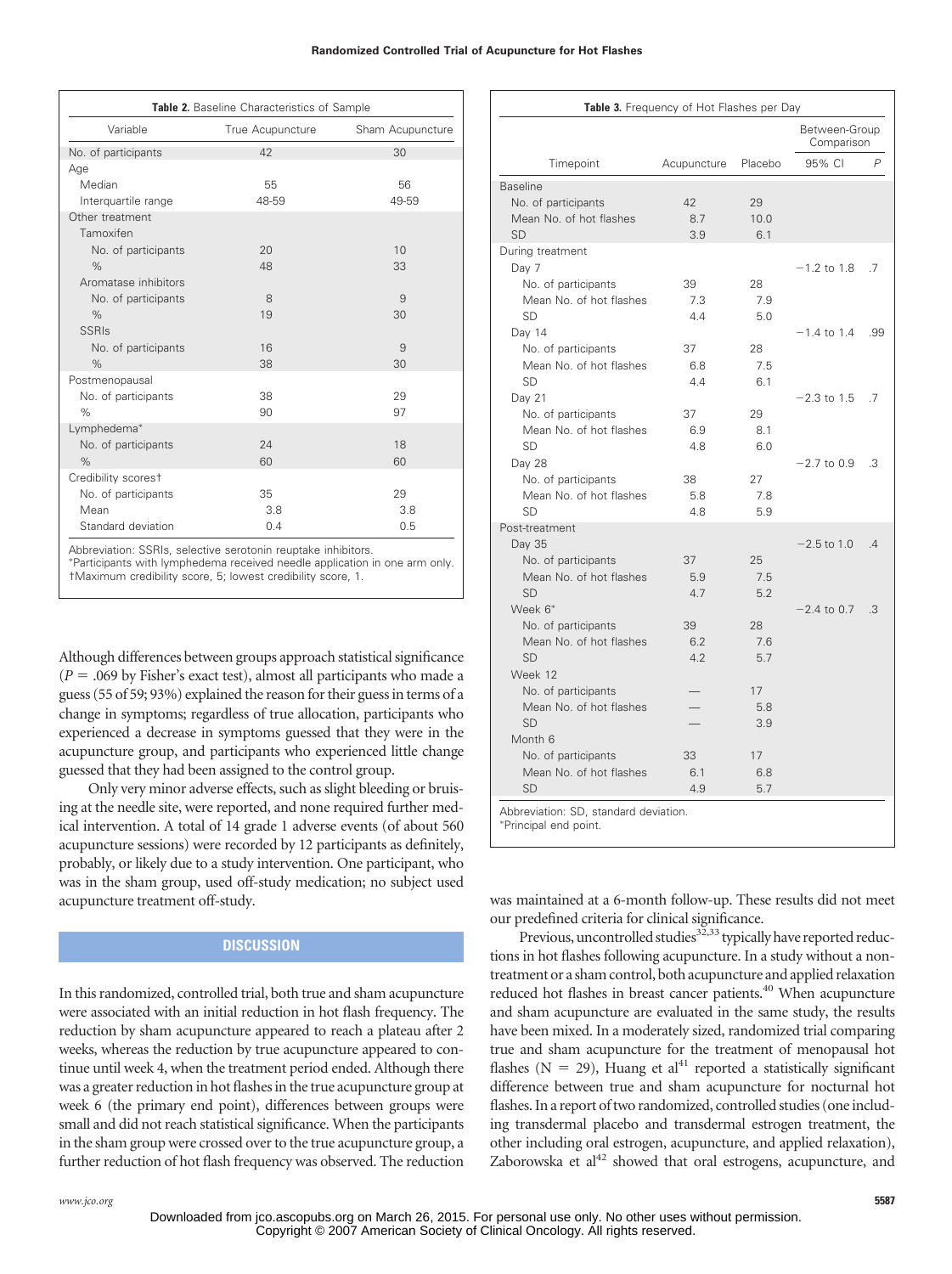**Table 2.** Baseline Characteristics of Sample

| Variable | True Acupuncture | Sham Acupuncture |
|---|---|---|
| No. of participants | 42 | 30 |
| Age | | |
| Median | 55 | 56 |
| Interquartile range | 48-59 | 49-59 |
| Other treatment | | |
| Tamoxifen | | |
| No. of participants | 20 | 10 |
| % | 48 | 33 |
| Aromatase inhibitors | | |
| No. of participants | 8 | 9 |
| % | 19 | 30 |
| SSRIs | | |
| No. of participants | 16 | 9 |
| % | 38 | 30 |
| Postmenopausal | | |
| No. of participants | 38 | 29 |
| % | 90 | 97 |
| Lymphedema* | | |
| No. of participants | 24 | 18 |
| % | 60 | 60 |
| Credibility scores† | | |
| No. of participants | 35 | 29 |
| Mean | 3.8 | 3.8 |
| Standard deviation | 0.4 | 0.5 |

Abbreviation: SSRIs, selective serotonin reuptake inhibitors.
*Participants with lymphedema received needle application in one arm only.
†Maximum credibility score, 5; lowest credibility score, 1.

**Table 3.** Frequency of Hot Flashes per Day

| Timepoint | Acupuncture | Placebo | Between-Group Comparison 95% CI | P |
|---|---|---|---|---|
| Baseline | | | | |
| No. of participants | 42 | 29 | | |
| Mean No. of hot flashes | 8.7 | 10.0 | | |
| SD | 3.9 | 6.1 | | |
| During treatment | | | | |
| Day 7 | | | −1.2 to 1.8 | .7 |
| No. of participants | 39 | 28 | | |
| Mean No. of hot flashes | 7.3 | 7.9 | | |
| SD | 4.4 | 5.0 | | |
| Day 14 | | | −1.4 to 1.4 | .99 |
| No. of participants | 37 | 28 | | |
| Mean No. of hot flashes | 6.8 | 7.5 | | |
| SD | 4.4 | 6.1 | | |
| Day 21 | | | −2.3 to 1.5 | .7 |
| No. of participants | 37 | 29 | | |
| Mean No. of hot flashes | 6.9 | 8.1 | | |
| SD | 4.8 | 6.0 | | |
| Day 28 | | | −2.7 to 0.9 | .3 |
| No. of participants | 38 | 27 | | |
| Mean No. of hot flashes | 5.8 | 7.8 | | |
| SD | 4.8 | 5.9 | | |
| Post-treatment | | | | |
| Day 35 | | | −2.5 to 1.0 | .4 |
| No. of participants | 37 | 25 | | |
| Mean No. of hot flashes | 5.9 | 7.5 | | |
| SD | 4.7 | 5.2 | | |
| Week 6* | | | −2.4 to 0.7 | .3 |
| No. of participants | 39 | 28 | | |
| Mean No. of hot flashes | 6.2 | 7.6 | | |
| SD | 4.2 | 5.7 | | |
| Week 12 | | | | |
| No. of participants | — | 17 | | |
| Mean No. of hot flashes | — | 5.8 | | |
| SD | — | 3.9 | | |
| Month 6 | | | | |
| No. of participants | 33 | 17 | | |
| Mean No. of hot flashes | 6.1 | 6.8 | | |
| SD | 4.9 | 5.7 | | |

Abbreviation: SD, standard deviation.
*Principal end point.

Although differences between groups approach statistical significance ($P = .069$ by Fisher's exact test), almost all participants who made a guess (55 of 59; 93%) explained the reason for their guess in terms of a change in symptoms; regardless of true allocation, participants who experienced a decrease in symptoms guessed that they were in the acupuncture group, and participants who experienced little change guessed that they had been assigned to the control group.

Only very minor adverse effects, such as slight bleeding or bruising at the needle site, were reported, and none required further medical intervention. A total of 14 grade 1 adverse events (of about 560 acupuncture sessions) were recorded by 12 participants as definitely, probably, or likely due to a study intervention. One participant, who was in the sham group, used off-study medication; no subject used acupuncture treatment off-study.

## DISCUSSION

In this randomized, controlled trial, both true and sham acupuncture were associated with an initial reduction in hot flash frequency. The reduction by sham acupuncture appeared to reach a plateau after 2 weeks, whereas the reduction by true acupuncture appeared to continue until week 4, when the treatment period ended. Although there was a greater reduction in hot flashes in the true acupuncture group at week 6 (the primary end point), differences between groups were small and did not reach statistical significance. When the participants in the sham group were crossed over to the true acupuncture group, a further reduction of hot flash frequency was observed. The reduction was maintained at a 6-month follow-up. These results did not meet our predefined criteria for clinical significance.

Previous, uncontrolled studies[32,33] typically have reported reductions in hot flashes following acupuncture. In a study without a non-treatment or a sham control, both acupuncture and applied relaxation reduced hot flashes in breast cancer patients.[40] When acupuncture and sham acupuncture are evaluated in the same study, the results have been mixed. In a moderately sized, randomized trial comparing true and sham acupuncture for the treatment of menopausal hot flashes ($N = 29$), Huang et al[41] reported a statistically significant difference between true and sham acupuncture for nocturnal hot flashes. In a report of two randomized, controlled studies (one including transdermal placebo and transdermal estrogen treatment, the other including oral estrogen, acupuncture, and applied relaxation), Zaborowska et al[42] showed that oral estrogens, acupuncture, and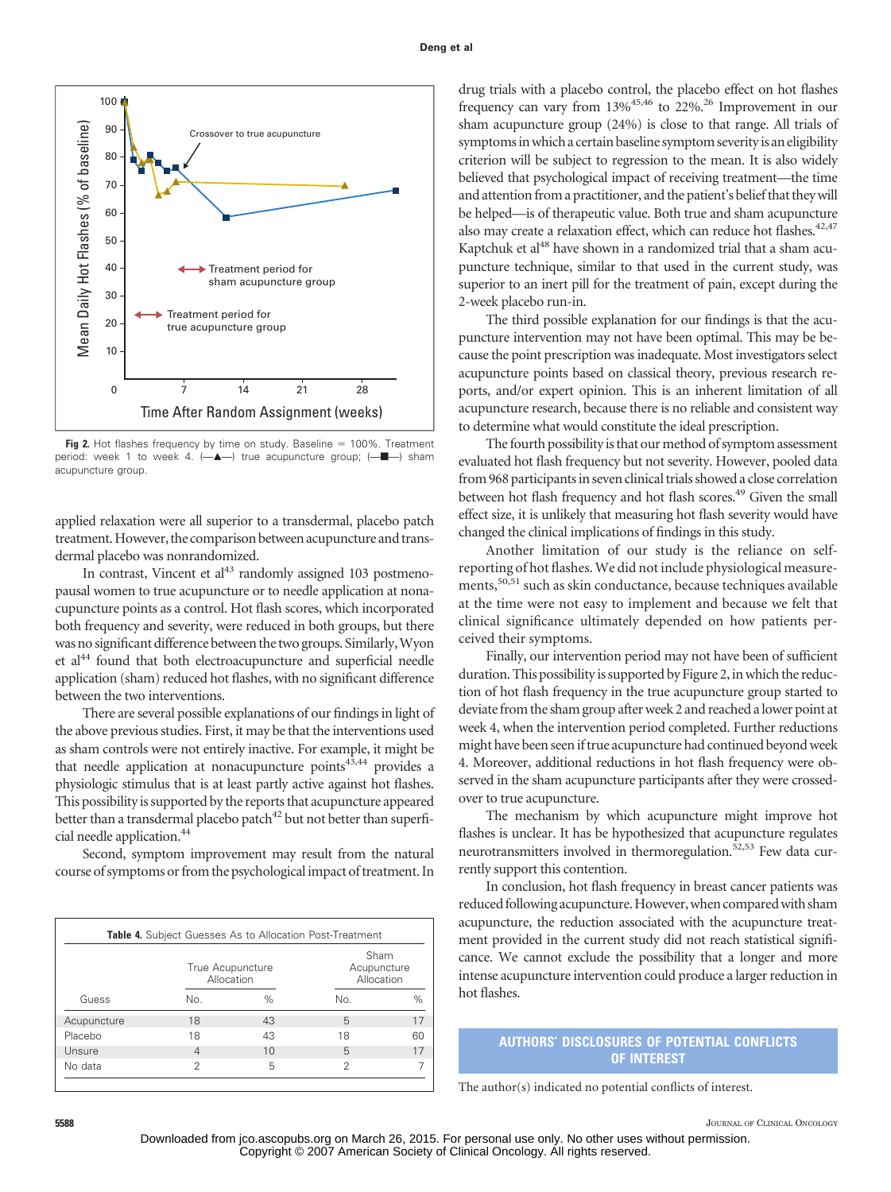Fig 2. Hot flashes frequency by time on study. Baseline = 100%. Treatment period: week 1 to week 4. (—▲—) true acupuncture group; (—■—) sham acupuncture group.

applied relaxation were all superior to a transdermal, placebo patch treatment. However, the comparison between acupuncture and transdermal placebo was nonrandomized.

In contrast, Vincent et al[43] randomly assigned 103 postmenopausal women to true acupuncture or to needle application at nonacupuncture points as a control. Hot flash scores, which incorporated both frequency and severity, were reduced in both groups, but there was no significant difference between the two groups. Similarly, Wyon et al[44] found that both electroacupuncture and superficial needle application (sham) reduced hot flashes, with no significant difference between the two interventions.

There are several possible explanations of our findings in light of the above previous studies. First, it may be that the interventions used as sham controls were not entirely inactive. For example, it might be that needle application at nonacupuncture points[43,44] provides a physiologic stimulus that is at least partly active against hot flashes. This possibility is supported by the reports that acupuncture appeared better than a transdermal placebo patch[42] but not better than superficial needle application.[44]

Second, symptom improvement may result from the natural course of symptoms or from the psychological impact of treatment. In drug trials with a placebo control, the placebo effect on hot flashes frequency can vary from 13%[45,46] to 22%.[26] Improvement in our sham acupuncture group (24%) is close to that range. All trials of symptoms in which a certain baseline symptom severity is an eligibility criterion will be subject to regression to the mean. It is also widely believed that psychological impact of receiving treatment—the time and attention from a practitioner, and the patient's belief that they will be helped—is of therapeutic value. Both true and sham acupuncture also may create a relaxation effect, which can reduce hot flashes.[42,47] Kaptchuk et al[48] have shown in a randomized trial that a sham acupuncture technique, similar to that used in the current study, was superior to an inert pill for the treatment of pain, except during the 2-week placebo run-in.

The third possible explanation for our findings is that the acupuncture intervention may not have been optimal. This may be because the point prescription was inadequate. Most investigators select acupuncture points based on classical theory, previous research reports, and/or expert opinion. This is an inherent limitation of all acupuncture research, because there is no reliable and consistent way to determine what would constitute the ideal prescription.

The fourth possibility is that our method of symptom assessment evaluated hot flash frequency but not severity. However, pooled data from 968 participants in seven clinical trials showed a close correlation between hot flash frequency and hot flash scores.[49] Given the small effect size, it is unlikely that measuring hot flash severity would have changed the clinical implications of findings in this study.

Another limitation of our study is the reliance on self-reporting of hot flashes. We did not include physiological measurements,[50,51] such as skin conductance, because techniques available at the time were not easy to implement and because we felt that clinical significance ultimately depended on how patients perceived their symptoms.

Finally, our intervention period may not have been of sufficient duration. This possibility is supported by Figure 2, in which the reduction of hot flash frequency in the true acupuncture group started to deviate from the sham group after week 2 and reached a lower point at week 4, when the intervention period completed. Further reductions might have been seen if true acupuncture had continued beyond week 4. Moreover, additional reductions in hot flash frequency were observed in the sham acupuncture participants after they were crossed-over to true acupuncture.

The mechanism by which acupuncture might improve hot flashes is unclear. It has be hypothesized that acupuncture regulates neurotransmitters involved in thermoregulation.[52,53] Few data currently support this contention.

In conclusion, hot flash frequency in breast cancer patients was reduced following acupuncture. However, when compared with sham acupuncture, the reduction associated with the acupuncture treatment provided in the current study did not reach statistical significance. We cannot exclude the possibility that a longer and more intense acupuncture intervention could produce a larger reduction in hot flashes.

**Table 4.** Subject Guesses As to Allocation Post-Treatment

| Guess | True Acupuncture Allocation | | Sham Acupuncture Allocation | |
|---|---|---|---|---|
| | No. | % | No. | % |
| Acupuncture | 18 | 43 | 5 | 17 |
| Placebo | 18 | 43 | 18 | 60 |
| Unsure | 4 | 10 | 5 | 17 |
| No data | 2 | 5 | 2 | 7 |

## AUTHORS' DISCLOSURES OF POTENTIAL CONFLICTS OF INTEREST

The author(s) indicated no potential conflicts of interest.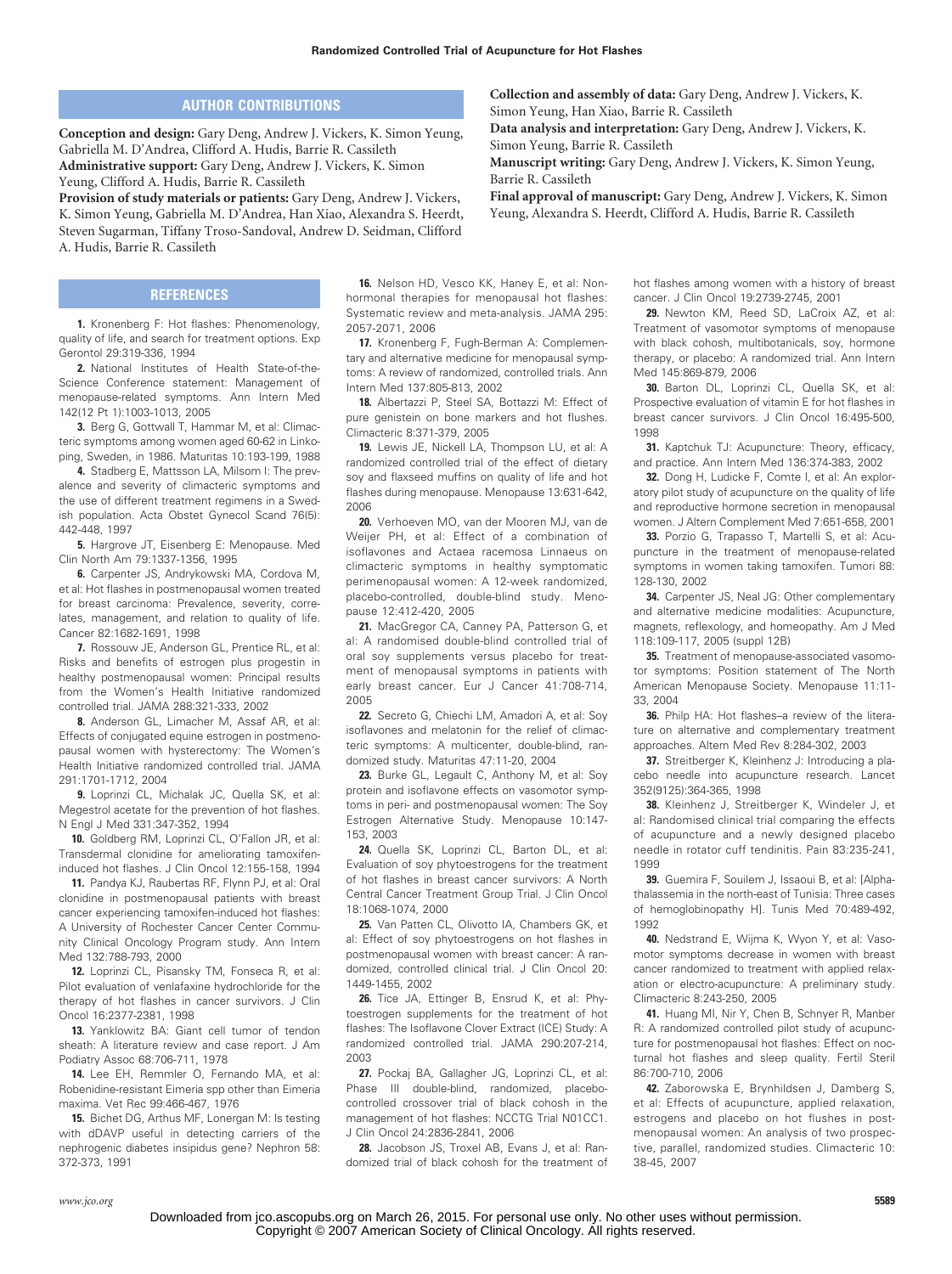## AUTHOR CONTRIBUTIONS

**Conception and design:** Gary Deng, Andrew J. Vickers, K. Simon Yeung, Gabriella M. D'Andrea, Clifford A. Hudis, Barrie R. Cassileth

**Administrative support:** Gary Deng, Andrew J. Vickers, K. Simon Yeung, Clifford A. Hudis, Barrie R. Cassileth

**Provision of study materials or patients:** Gary Deng, Andrew J. Vickers, K. Simon Yeung, Gabriella M. D'Andrea, Han Xiao, Alexandra S. Heerdt, Steven Sugarman, Tiffany Troso-Sandoval, Andrew D. Seidman, Clifford A. Hudis, Barrie R. Cassileth

**Collection and assembly of data:** Gary Deng, Andrew J. Vickers, K. Simon Yeung, Han Xiao, Barrie R. Cassileth

**Data analysis and interpretation:** Gary Deng, Andrew J. Vickers, K. Simon Yeung, Barrie R. Cassileth

**Manuscript writing:** Gary Deng, Andrew J. Vickers, K. Simon Yeung, Barrie R. Cassileth

**Final approval of manuscript:** Gary Deng, Andrew J. Vickers, K. Simon Yeung, Alexandra S. Heerdt, Clifford A. Hudis, Barrie R. Cassileth

## REFERENCES

**1.** Kronenberg F: Hot flashes: Phenomenology, quality of life, and search for treatment options. Exp Gerontol 29:319-336, 1994

**2.** National Institutes of Health State-of-the-Science Conference statement: Management of menopause-related symptoms. Ann Intern Med 142(12 Pt 1):1003-1013, 2005

**3.** Berg G, Gottwall T, Hammar M, et al: Climacteric symptoms among women aged 60-62 in Linkoping, Sweden, in 1986. Maturitas 10:193-199, 1988

**4.** Stadberg E, Mattsson LA, Milsom I: The prevalence and severity of climacteric symptoms and the use of different treatment regimens in a Swedish population. Acta Obstet Gynecol Scand 76(5): 442-448, 1997

**5.** Hargrove JT, Eisenberg E: Menopause. Med Clin North Am 79:1337-1356, 1995

**6.** Carpenter JS, Andrykowski MA, Cordova M, et al: Hot flashes in postmenopausal women treated for breast carcinoma: Prevalence, severity, correlates, management, and relation to quality of life. Cancer 82:1682-1691, 1998

**7.** Rossouw JE, Anderson GL, Prentice RL, et al: Risks and benefits of estrogen plus progestin in healthy postmenopausal women: Principal results from the Women's Health Initiative randomized controlled trial. JAMA 288:321-333, 2002

**8.** Anderson GL, Limacher M, Assaf AR, et al: Effects of conjugated equine estrogen in postmenopausal women with hysterectomy: The Women's Health Initiative randomized controlled trial. JAMA 291:1701-1712, 2004

**9.** Loprinzi CL, Michalak JC, Quella SK, et al: Megestrol acetate for the prevention of hot flashes. N Engl J Med 331:347-352, 1994

**10.** Goldberg RM, Loprinzi CL, O'Fallon JR, et al: Transdermal clonidine for ameliorating tamoxifen-induced hot flashes. J Clin Oncol 12:155-158, 1994

**11.** Pandya KJ, Raubertas RF, Flynn PJ, et al: Oral clonidine in postmenopausal patients with breast cancer experiencing tamoxifen-induced hot flashes: A University of Rochester Cancer Center Community Clinical Oncology Program study. Ann Intern Med 132:788-793, 2000

**12.** Loprinzi CL, Pisansky TM, Fonseca R, et al: Pilot evaluation of venlafaxine hydrochloride for the therapy of hot flashes in cancer survivors. J Clin Oncol 16:2377-2381, 1998

**13.** Yanklowitz BA: Giant cell tumor of tendon sheath: A literature review and case report. J Am Podiatry Assoc 68:706-711, 1978

**14.** Lee EH, Remmler O, Fernando MA, et al: Robenidine-resistant Eimeria spp other than Eimeria maxima. Vet Rec 99:466-467, 1976

**15.** Bichet DG, Arthus MF, Lonergan M: Is testing with dDAVP useful in detecting carriers of the nephrogenic diabetes insipidus gene? Nephron 58: 372-373, 1991

**16.** Nelson HD, Vesco KK, Haney E, et al: Nonhormonal therapies for menopausal hot flashes: Systematic review and meta-analysis. JAMA 295: 2057-2071, 2006

**17.** Kronenberg F, Fugh-Berman A: Complementary and alternative medicine for menopausal symptoms: A review of randomized, controlled trials. Ann Intern Med 137:805-813, 2002

**18.** Albertazzi P, Steel SA, Bottazzi M: Effect of pure genistein on bone markers and hot flushes. Climacteric 8:371-379, 2005

**19.** Lewis JE, Nickell LA, Thompson LU, et al: A randomized controlled trial of the effect of dietary soy and flaxseed muffins on quality of life and hot flashes during menopause. Menopause 13:631-642, 2006

**20.** Verhoeven MO, van der Mooren MJ, van de Weijer PH, et al: Effect of a combination of isoflavones and Actaea racemosa Linnaeus on climacteric symptoms in healthy symptomatic perimenopausal women: A 12-week randomized, placebo-controlled, double-blind study. Menopause 12:412-420, 2005

**21.** MacGregor CA, Canney PA, Patterson G, et al: A randomised double-blind controlled trial of oral soy supplements versus placebo for treatment of menopausal symptoms in patients with early breast cancer. Eur J Cancer 41:708-714, 2005

**22.** Secreto G, Chiechi LM, Amadori A, et al: Soy isoflavones and melatonin for the relief of climacteric symptoms: A multicenter, double-blind, randomized study. Maturitas 47:11-20, 2004

**23.** Burke GL, Legault C, Anthony M, et al: Soy protein and isoflavone effects on vasomotor symptoms in peri- and postmenopausal women: The Soy Estrogen Alternative Study. Menopause 10:147-153, 2003

**24.** Quella SK, Loprinzi CL, Barton DL, et al: Evaluation of soy phytoestrogens for the treatment of hot flashes in breast cancer survivors: A North Central Cancer Treatment Group Trial. J Clin Oncol 18:1068-1074, 2000

**25.** Van Patten CL, Olivotto IA, Chambers GK, et al: Effect of soy phytoestrogens on hot flashes in postmenopausal women with breast cancer: A randomized, controlled clinical trial. J Clin Oncol 20: 1449-1455, 2002

**26.** Tice JA, Ettinger B, Ensrud K, et al: Phytoestrogen supplements for the treatment of hot flashes: The Isoflavone Clover Extract (ICE) Study: A randomized controlled trial. JAMA 290:207-214, 2003

**27.** Pockaj BA, Gallagher JG, Loprinzi CL, et al: Phase III double-blind, randomized, placebo-controlled crossover trial of black cohosh in the management of hot flashes: NCCTG Trial N01CC1. J Clin Oncol 24:2836-2841, 2006

**28.** Jacobson JS, Troxel AB, Evans J, et al: Randomized trial of black cohosh for the treatment of hot flashes among women with a history of breast cancer. J Clin Oncol 19:2739-2745, 2001

**29.** Newton KM, Reed SD, LaCroix AZ, et al: Treatment of vasomotor symptoms of menopause with black cohosh, multibotanicals, soy, hormone therapy, or placebo: A randomized trial. Ann Intern Med 145:869-879, 2006

**30.** Barton DL, Loprinzi CL, Quella SK, et al: Prospective evaluation of vitamin E for hot flashes in breast cancer survivors. J Clin Oncol 16:495-500, 1998

**31.** Kaptchuk TJ: Acupuncture: Theory, efficacy, and practice. Ann Intern Med 136:374-383, 2002

**32.** Dong H, Ludicke F, Comte I, et al: An exploratory pilot study of acupuncture on the quality of life and reproductive hormone secretion in menopausal women. J Altern Complement Med 7:651-658, 2001

**33.** Porzio G, Trapasso T, Martelli S, et al: Acupuncture in the treatment of menopause-related symptoms in women taking tamoxifen. Tumori 88: 128-130, 2002

**34.** Carpenter JS, Neal JG: Other complementary and alternative medicine modalities: Acupuncture, magnets, reflexology, and homeopathy. Am J Med 118:109-117, 2005 (suppl 12B)

**35.** Treatment of menopause-associated vasomotor symptoms: Position statement of The North American Menopause Society. Menopause 11:11-33, 2004

**36.** Philp HA: Hot flashes–a review of the literature on alternative and complementary treatment approaches. Altern Med Rev 8:284-302, 2003

**37.** Streitberger K, Kleinhenz J: Introducing a placebo needle into acupuncture research. Lancet 352(9125):364-365, 1998

**38.** Kleinhenz J, Streitberger K, Windeler J, et al: Randomised clinical trial comparing the effects of acupuncture and a newly designed placebo needle in rotator cuff tendinitis. Pain 83:235-241, 1999

**39.** Guemira F, Souilem J, Issaoui B, et al: [Alpha-thalassemia in the north-east of Tunisia: Three cases of hemoglobinopathy H]. Tunis Med 70:489-492, 1992

**40.** Nedstrand E, Wijma K, Wyon Y, et al: Vasomotor symptoms decrease in women with breast cancer randomized to treatment with applied relaxation or electro-acupuncture: A preliminary study. Climacteric 8:243-250, 2005

**41.** Huang MI, Nir Y, Chen B, Schnyer R, Manber R: A randomized controlled pilot study of acupuncture for postmenopausal hot flashes: Effect on nocturnal hot flashes and sleep quality. Fertil Steril 86:700-710, 2006

**42.** Zaborowska E, Brynhildsen J, Damberg S, et al: Effects of acupuncture, applied relaxation, estrogens and placebo on hot flushes in postmenopausal women: An analysis of two prospective, parallel, randomized studies. Climacteric 10: 38-45, 2007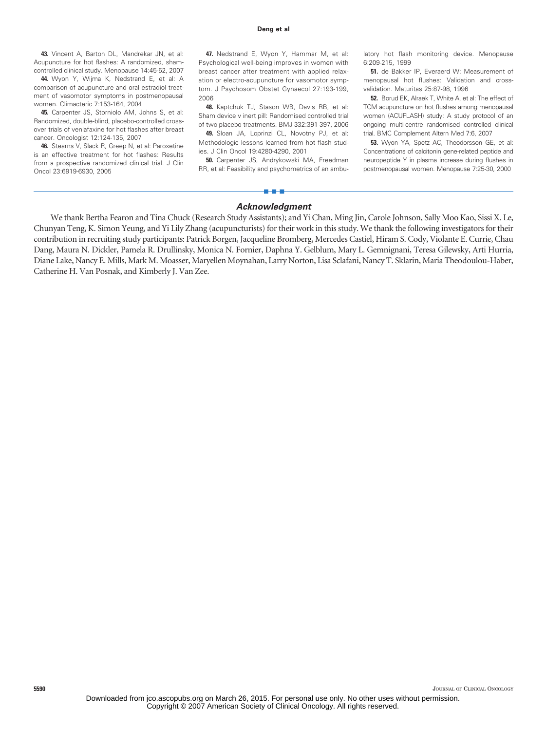43. Vincent A, Barton DL, Mandrekar JN, et al: Acupuncture for hot flashes: A randomized, sham-controlled clinical study. Menopause 14:45-52, 2007

44. Wyon Y, Wijma K, Nedstrand E, et al: A comparison of acupuncture and oral estradiol treatment of vasomotor symptoms in postmenopausal women. Climacteric 7:153-164, 2004

45. Carpenter JS, Storniolo AM, Johns S, et al: Randomized, double-blind, placebo-controlled crossover trials of venlafaxine for hot flashes after breast cancer. Oncologist 12:124-135, 2007

46. Stearns V, Slack R, Greep N, et al: Paroxetine is an effective treatment for hot flashes: Results from a prospective randomized clinical trial. J Clin Oncol 23:6919-6930, 2005

47. Nedstrand E, Wyon Y, Hammar M, et al: Psychological well-being improves in women with breast cancer after treatment with applied relaxation or electro-acupuncture for vasomotor symptom. J Psychosom Obstet Gynaecol 27:193-199, 2006

48. Kaptchuk TJ, Stason WB, Davis RB, et al: Sham device v inert pill: Randomised controlled trial of two placebo treatments. BMJ 332:391-397, 2006

49. Sloan JA, Loprinzi CL, Novotny PJ, et al: Methodologic lessons learned from hot flash studies. J Clin Oncol 19:4280-4290, 2001

50. Carpenter JS, Andrykowski MA, Freedman RR, et al: Feasibility and psychometrics of an ambulatory hot flash monitoring device. Menopause 6:209-215, 1999

51. de Bakker IP, Everaerd W: Measurement of menopausal hot flushes: Validation and cross-validation. Maturitas 25:87-98, 1996

52. Borud EK, Alraek T, White A, et al: The effect of TCM acupuncture on hot flushes among menopausal women (ACUFLASH) study: A study protocol of an ongoing multi-centre randomised controlled clinical trial. BMC Complement Altern Med 7:6, 2007

53. Wyon YA, Spetz AC, Theodorsson GE, et al: Concentrations of calcitonin gene-related peptide and neuropeptide Y in plasma increase during flushes in postmenopausal women. Menopause 7:25-30, 2000

## Acknowledgment

We thank Bertha Fearon and Tina Chuck (Research Study Assistants); and Yi Chan, Ming Jin, Carole Johnson, Sally Moo Kao, Sissi X. Le, Chunyan Teng, K. Simon Yeung, and Yi Lily Zhang (acupuncturists) for their work in this study. We thank the following investigators for their contribution in recruiting study participants: Patrick Borgen, Jacqueline Bromberg, Mercedes Castiel, Hiram S. Cody, Violante E. Currie, Chau Dang, Maura N. Dickler, Pamela R. Drullinsky, Monica N. Fornier, Daphna Y. Gelblum, Mary L. Gemnignani, Teresa Gilewsky, Arti Hurria, Diane Lake, Nancy E. Mills, Mark M. Moasser, Maryellen Moynahan, Larry Norton, Lisa Sclafani, Nancy T. Sklarin, Maria Theodoulou-Haber, Catherine H. Van Posnak, and Kimberly J. Van Zee.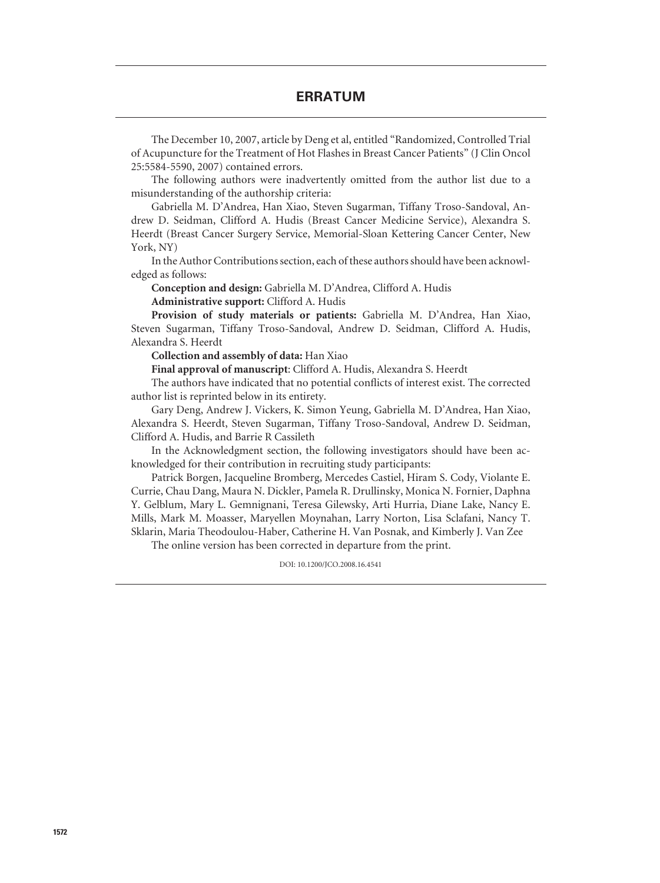# ERRATUM

The December 10, 2007, article by Deng et al, entitled "Randomized, Controlled Trial of Acupuncture for the Treatment of Hot Flashes in Breast Cancer Patients" (J Clin Oncol 25:5584-5590, 2007) contained errors.

The following authors were inadvertently omitted from the author list due to a misunderstanding of the authorship criteria:

Gabriella M. D'Andrea, Han Xiao, Steven Sugarman, Tiffany Troso-Sandoval, Andrew D. Seidman, Clifford A. Hudis (Breast Cancer Medicine Service), Alexandra S. Heerdt (Breast Cancer Surgery Service, Memorial-Sloan Kettering Cancer Center, New York, NY)

In the Author Contributions section, each of these authors should have been acknowledged as follows:

**Conception and design:** Gabriella M. D'Andrea, Clifford A. Hudis

**Administrative support:** Clifford A. Hudis

**Provision of study materials or patients:** Gabriella M. D'Andrea, Han Xiao, Steven Sugarman, Tiffany Troso-Sandoval, Andrew D. Seidman, Clifford A. Hudis, Alexandra S. Heerdt

**Collection and assembly of data:** Han Xiao

**Final approval of manuscript**: Clifford A. Hudis, Alexandra S. Heerdt

The authors have indicated that no potential conflicts of interest exist. The corrected author list is reprinted below in its entirety.

Gary Deng, Andrew J. Vickers, K. Simon Yeung, Gabriella M. D'Andrea, Han Xiao, Alexandra S. Heerdt, Steven Sugarman, Tiffany Troso-Sandoval, Andrew D. Seidman, Clifford A. Hudis, and Barrie R Cassileth

In the Acknowledgment section, the following investigators should have been acknowledged for their contribution in recruiting study participants:

Patrick Borgen, Jacqueline Bromberg, Mercedes Castiel, Hiram S. Cody, Violante E. Currie, Chau Dang, Maura N. Dickler, Pamela R. Drullinsky, Monica N. Fornier, Daphna Y. Gelblum, Mary L. Gemnignani, Teresa Gilewsky, Arti Hurria, Diane Lake, Nancy E. Mills, Mark M. Moasser, Maryellen Moynahan, Larry Norton, Lisa Sclafani, Nancy T. Sklarin, Maria Theodoulou-Haber, Catherine H. Van Posnak, and Kimberly J. Van Zee

The online version has been corrected in departure from the print.

DOI: 10.1200/JCO.2008.16.4541